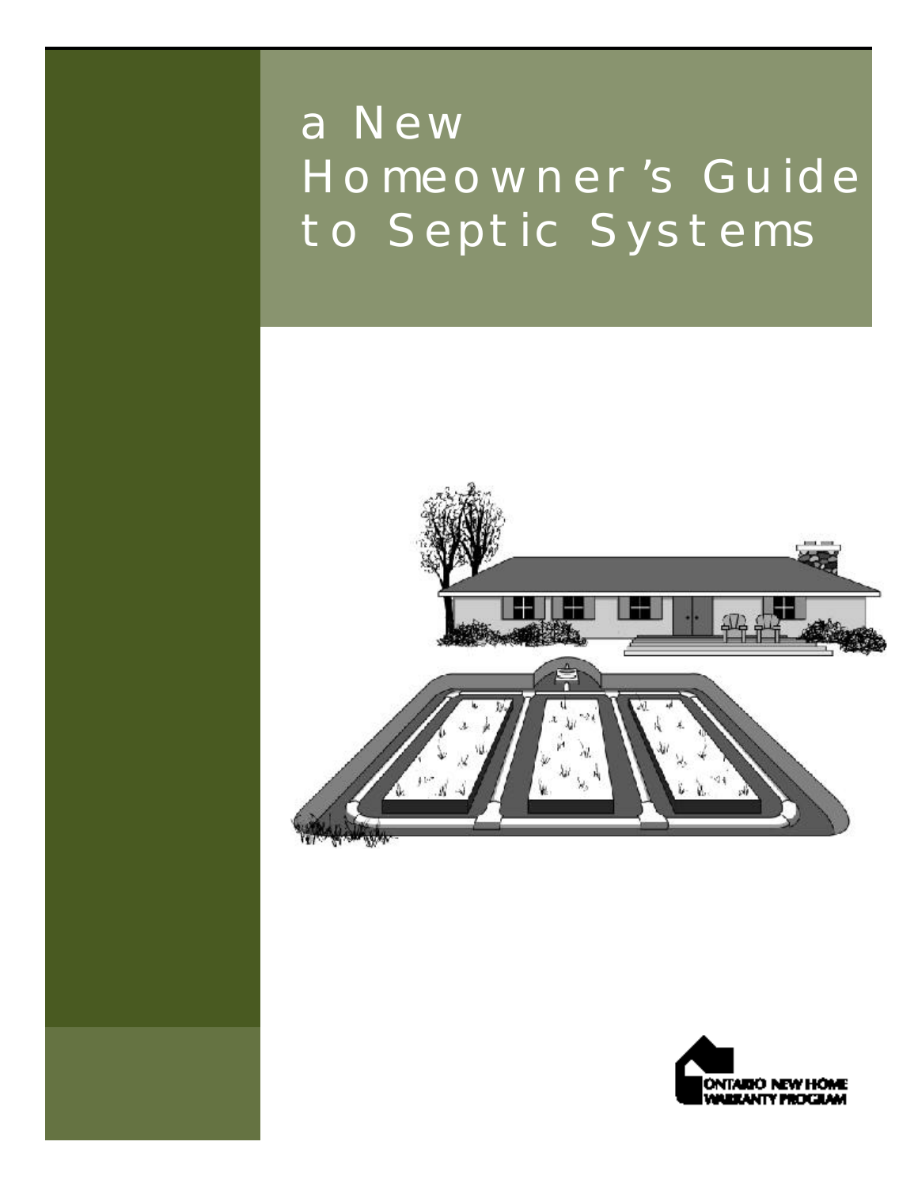# a New Homeowner's Guide to Septic Systems

ONTARIO NEW HOME WARRANTY PROGRAM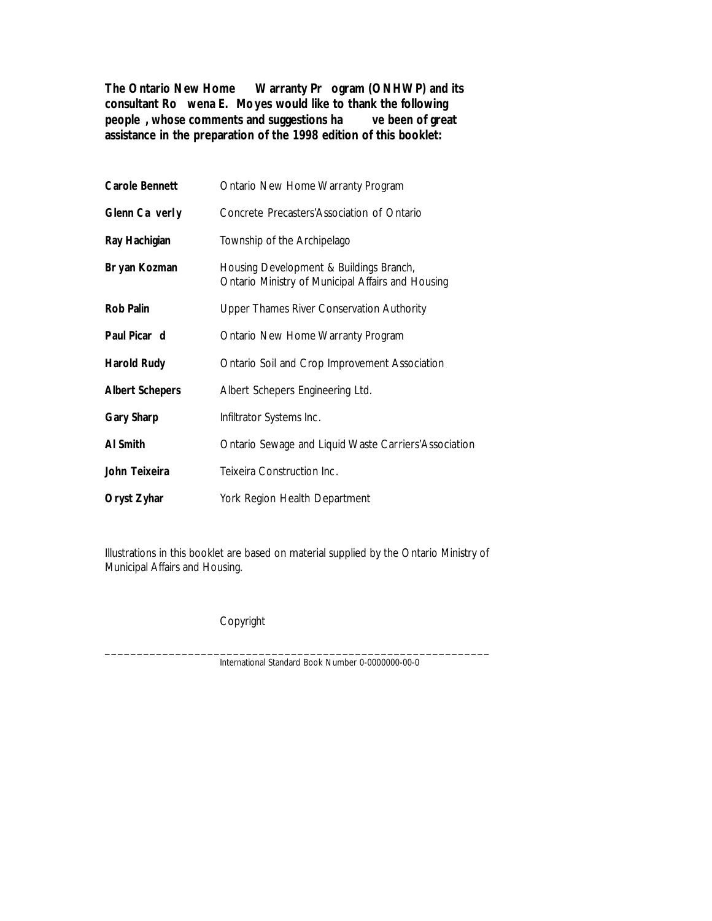**The Ontario New Home Warranty Program (ONHWP) and its consultant Rowena E. Moyes would like to thank the following people, whose comments and suggestions have been of great assistance in the preparation of the 1998 edition of this booklet:**

| | |
|---|---|
| **Carole Bennett** | Ontario New Home Warranty Program |
| **Glenn Caverly** | Concrete Precasters'Association of Ontario |
| **Ray Hachigian** | Township of the Archipelago |
| **Bryan Kozman** | Housing Development & Buildings Branch, Ontario Ministry of Municipal Affairs and Housing |
| **Rob Palin** | Upper Thames River Conservation Authority |
| **Paul Picard** | Ontario New Home Warranty Program |
| **Harold Rudy** | Ontario Soil and Crop Improvement Association |
| **Albert Schepers** | Albert Schepers Engineering Ltd. |
| **Gary Sharp** | Infiltrator Systems Inc. |
| **Al Smith** | Ontario Sewage and Liquid Waste Carriers'Association |
| **John Teixeira** | Teixeira Construction Inc. |
| **Oryst Zyhar** | York Region Health Department |

Illustrations in this booklet are based on material supplied by the Ontario Ministry of Municipal Affairs and Housing.

Copyright

International Standard Book Number 0-0000000-00-0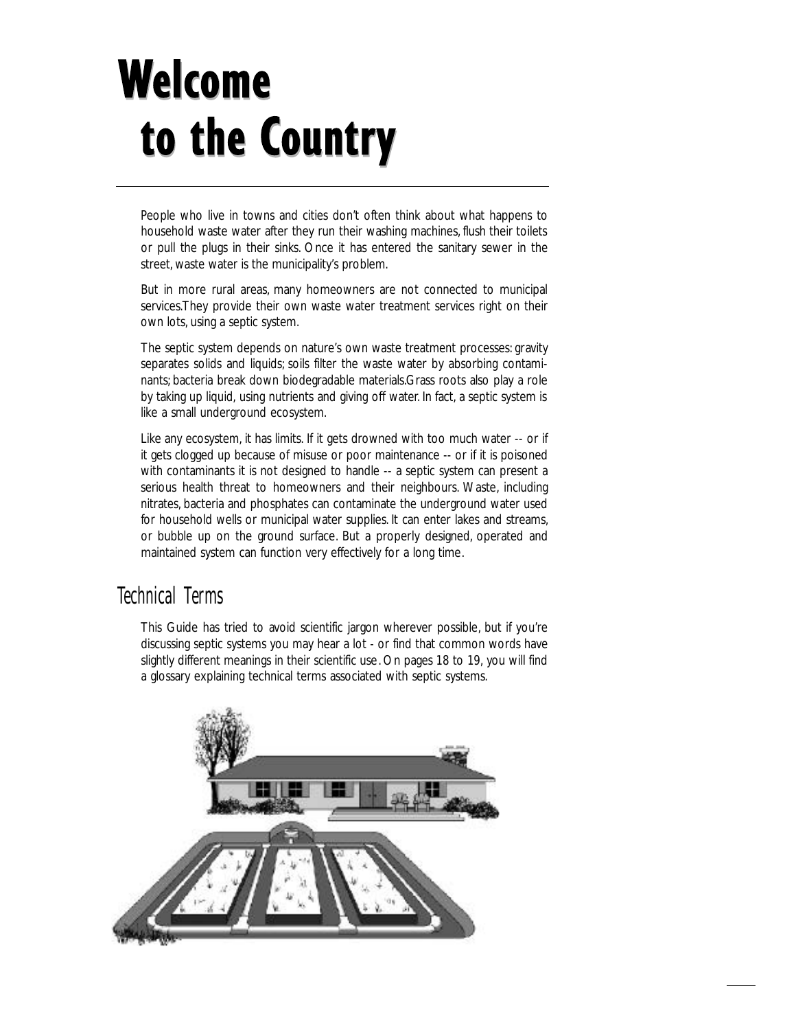# Welcome to the Country

People who live in towns and cities don't often think about what happens to household waste water after they run their washing machines, flush their toilets or pull the plugs in their sinks. Once it has entered the sanitary sewer in the street, waste water is the municipality's problem.

But in more rural areas, many homeowners are not connected to municipal services.They provide their own waste water treatment services right on their own lots, using a septic system.

The septic system depends on nature's own waste treatment processes: gravity separates solids and liquids; soils filter the waste water by absorbing contaminants; bacteria break down biodegradable materials.Grass roots also play a role by taking up liquid, using nutrients and giving off water. In fact, a septic system is like a small underground ecosystem.

Like any ecosystem, it has limits. If it gets drowned with too much water -- or if it gets clogged up because of misuse or poor maintenance -- or if it is poisoned with contaminants it is not designed to handle -- a septic system can present a serious health threat to homeowners and their neighbours. Waste, including nitrates, bacteria and phosphates can contaminate the underground water used for household wells or municipal water supplies. It can enter lakes and streams, or bubble up on the ground surface. But a properly designed, operated and maintained system can function very effectively for a long time.

## Technical Terms

This Guide has tried to avoid scientific jargon wherever possible, but if you're discussing septic systems you may hear a lot - or find that common words have slightly different meanings in their scientific use. On pages 18 to 19, you will find a glossary explaining technical terms associated with septic systems.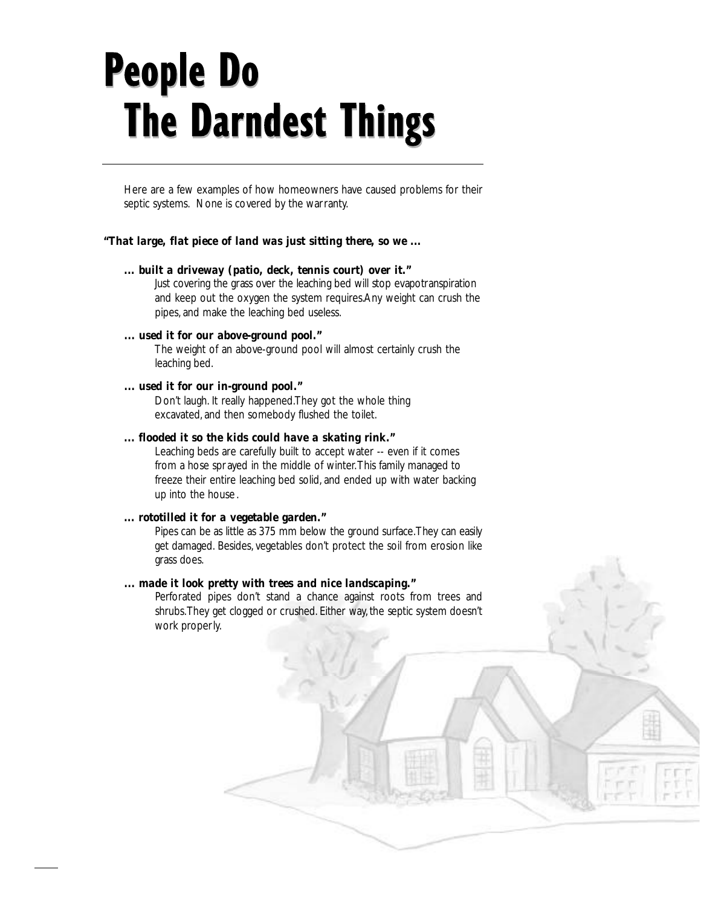# People Do The Darndest Things

Here are a few examples of how homeowners have caused problems for their septic systems. None is covered by the warranty.

***"That large, flat piece of land was just sitting there, so we ...***

**... built a driveway (patio, deck, tennis court) over it."**

Just covering the grass over the leaching bed will stop evapotranspiration and keep out the oxygen the system requires. Any weight can crush the pipes, and make the leaching bed useless.

**... used it for our above-ground pool."**

The weight of an above-ground pool will almost certainly crush the leaching bed.

**... used it for our in-ground pool."**

Don't laugh. It really happened. They got the whole thing excavated, and then somebody flushed the toilet.

**... flooded it so the kids could have a skating rink."**

Leaching beds are carefully built to accept water -- even if it comes from a hose sprayed in the middle of winter. This family managed to freeze their entire leaching bed solid, and ended up with water backing up into the house.

**... rototilled it for a vegetable garden."**

Pipes can be as little as 375 mm below the ground surface. They can easily get damaged. Besides, vegetables don't protect the soil from erosion like grass does.

**... made it look pretty with trees and nice landscaping."**

Perforated pipes don't stand a chance against roots from trees and shrubs. They get clogged or crushed. Either way, the septic system doesn't work properly.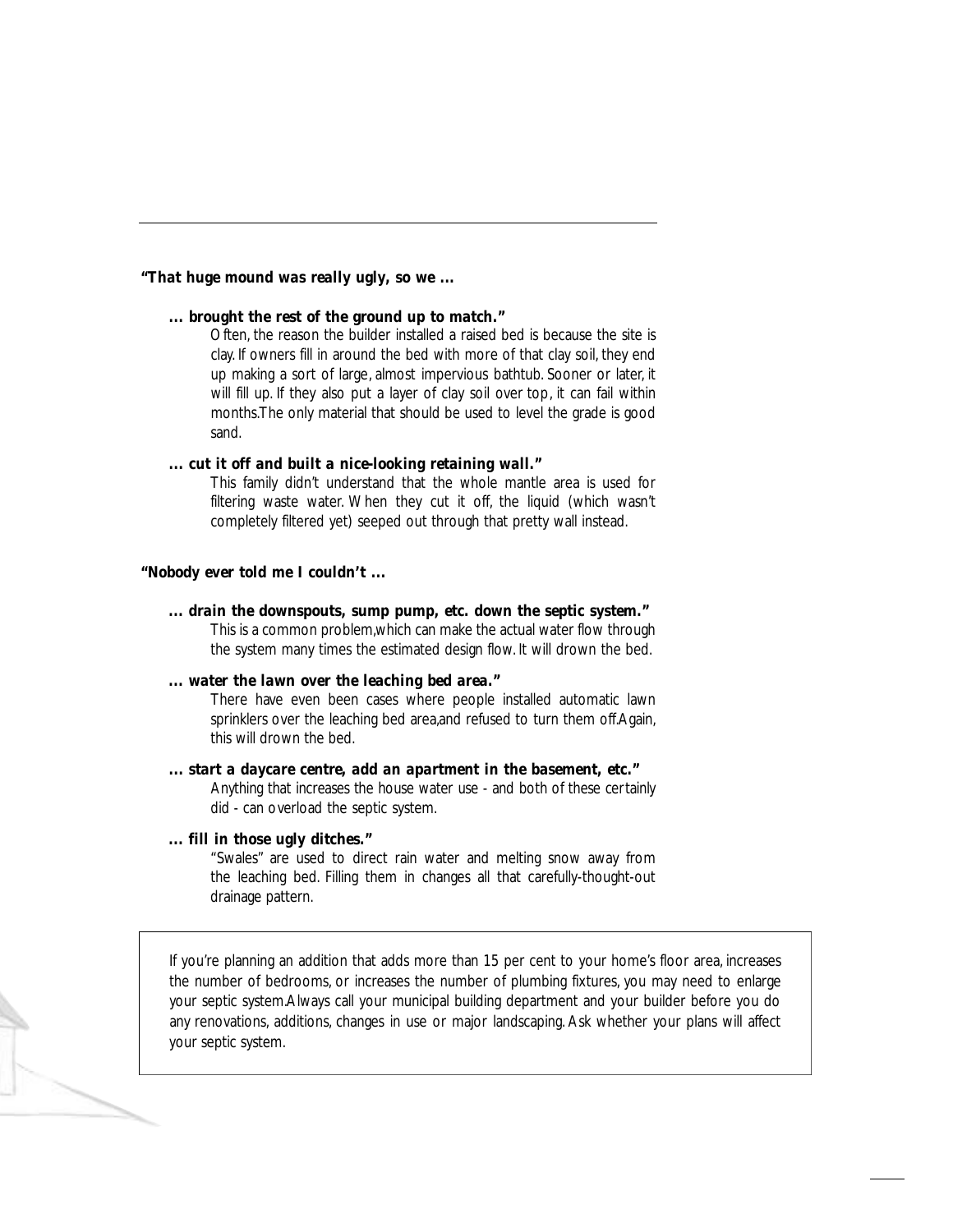**"That huge mound was really ugly, so we ...**

***... brought the rest of the ground up to match."***

Often, the reason the builder installed a raised bed is because the site is clay. If owners fill in around the bed with more of that clay soil, they end up making a sort of large, almost impervious bathtub. Sooner or later, it will fill up. If they also put a layer of clay soil over top, it can fail within months.The only material that should be used to level the grade is good sand.

***... cut it off and built a nice-looking retaining wall."***

This family didn't understand that the whole mantle area is used for filtering waste water. When they cut it off, the liquid (which wasn't completely filtered yet) seeped out through that pretty wall instead.

**"Nobody ever told me I couldn't ...**

***... drain the downspouts, sump pump, etc. down the septic system."***

This is a common problem,which can make the actual water flow through the system many times the estimated design flow. It will drown the bed.

***... water the lawn over the leaching bed area."***

There have even been cases where people installed automatic lawn sprinklers over the leaching bed area,and refused to turn them off.Again, this will drown the bed.

***... start a daycare centre, add an apartment in the basement, etc."***

Anything that increases the house water use - and both of these certainly did - can overload the septic system.

***... fill in those ugly ditches."***

"Swales" are used to direct rain water and melting snow away from the leaching bed. Filling them in changes all that carefully-thought-out drainage pattern.

If you're planning an addition that adds more than 15 per cent to your home's floor area, increases the number of bedrooms, or increases the number of plumbing fixtures, you may need to enlarge your septic system.Always call your municipal building department and your builder before you do any renovations, additions, changes in use or major landscaping. Ask whether your plans will affect your septic system.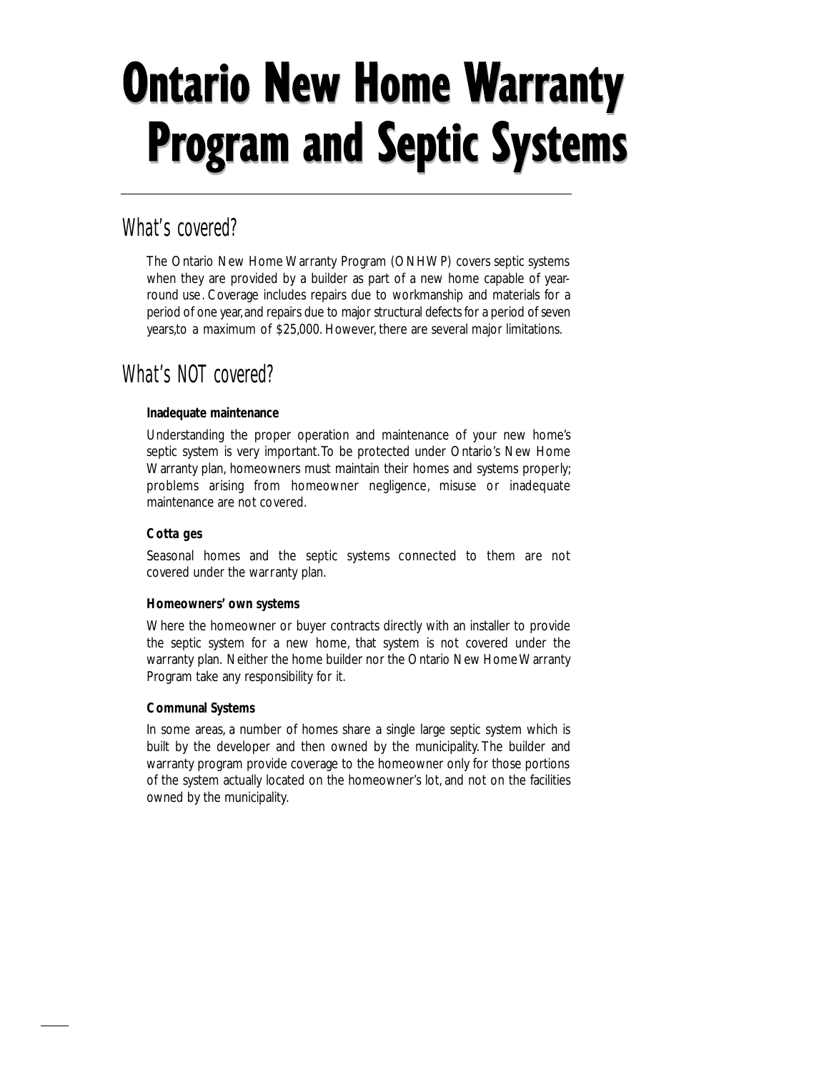# Ontario New Home Warranty Program and Septic Systems

## What's covered?

The Ontario New Home Warranty Program (ONHWP) covers septic systems when they are provided by a builder as part of a new home capable of year-round use. Coverage includes repairs due to workmanship and materials for a period of one year, and repairs due to major structural defects for a period of seven years, to a maximum of $25,000. However, there are several major limitations.

## What's NOT covered?

**Inadequate maintenance**

Understanding the proper operation and maintenance of your new home's septic system is very important. To be protected under Ontario's New Home Warranty plan, homeowners must maintain their homes and systems properly; problems arising from homeowner negligence, misuse or inadequate maintenance are not covered.

**Cottages**

Seasonal homes and the septic systems connected to them are not covered under the warranty plan.

**Homeowners' own systems**

Where the homeowner or buyer contracts directly with an installer to provide the septic system for a new home, that system is not covered under the warranty plan. Neither the home builder nor the Ontario New Home Warranty Program take any responsibility for it.

**Communal Systems**

In some areas, a number of homes share a single large septic system which is built by the developer and then owned by the municipality. The builder and warranty program provide coverage to the homeowner only for those portions of the system actually located on the homeowner's lot, and not on the facilities owned by the municipality.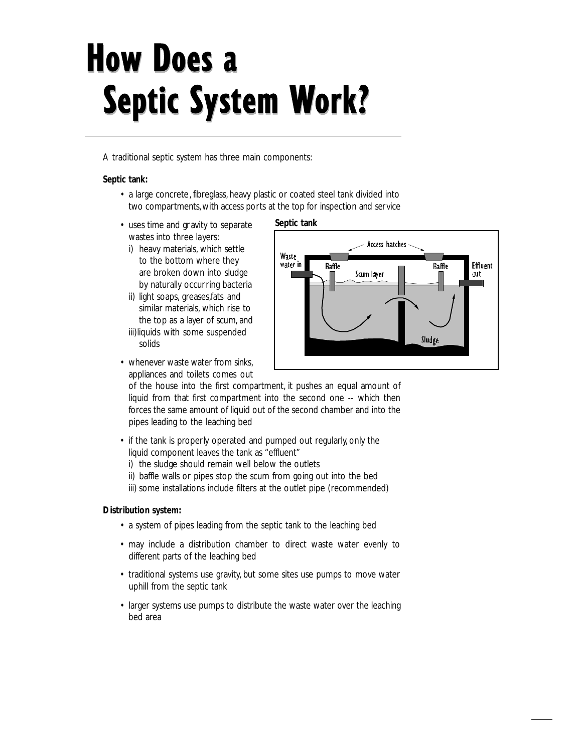# How Does a Septic System Work?

A traditional septic system has three main components:

**Septic tank:**

- a large concrete, fibreglass, heavy plastic or coated steel tank divided into two compartments, with access ports at the top for inspection and service
- uses time and gravity to separate wastes into three layers:
  - i) heavy materials, which settle to the bottom where they are broken down into sludge by naturally occurring bacteria
  - ii) light soaps, greases, fats and similar materials, which rise to the top as a layer of scum, and
  - iii) liquids with some suspended solids
- whenever waste water from sinks, appliances and toilets comes out of the house into the first compartment, it pushes an equal amount of liquid from that first compartment into the second one -- which then forces the same amount of liquid out of the second chamber and into the pipes leading to the leaching bed
- if the tank is properly operated and pumped out regularly, only the liquid component leaves the tank as "effluent"
  - i) the sludge should remain well below the outlets
  - ii) baffle walls or pipes stop the scum from going out into the bed
  - iii) some installations include filters at the outlet pipe (recommended)

**Septic tank**

Access hatches; Waste water in; Baffle; Scum layer; Baffle; Effluent out; Sludge

**Distribution system:**

- a system of pipes leading from the septic tank to the leaching bed
- may include a distribution chamber to direct waste water evenly to different parts of the leaching bed
- traditional systems use gravity, but some sites use pumps to move water uphill from the septic tank
- larger systems use pumps to distribute the waste water over the leaching bed area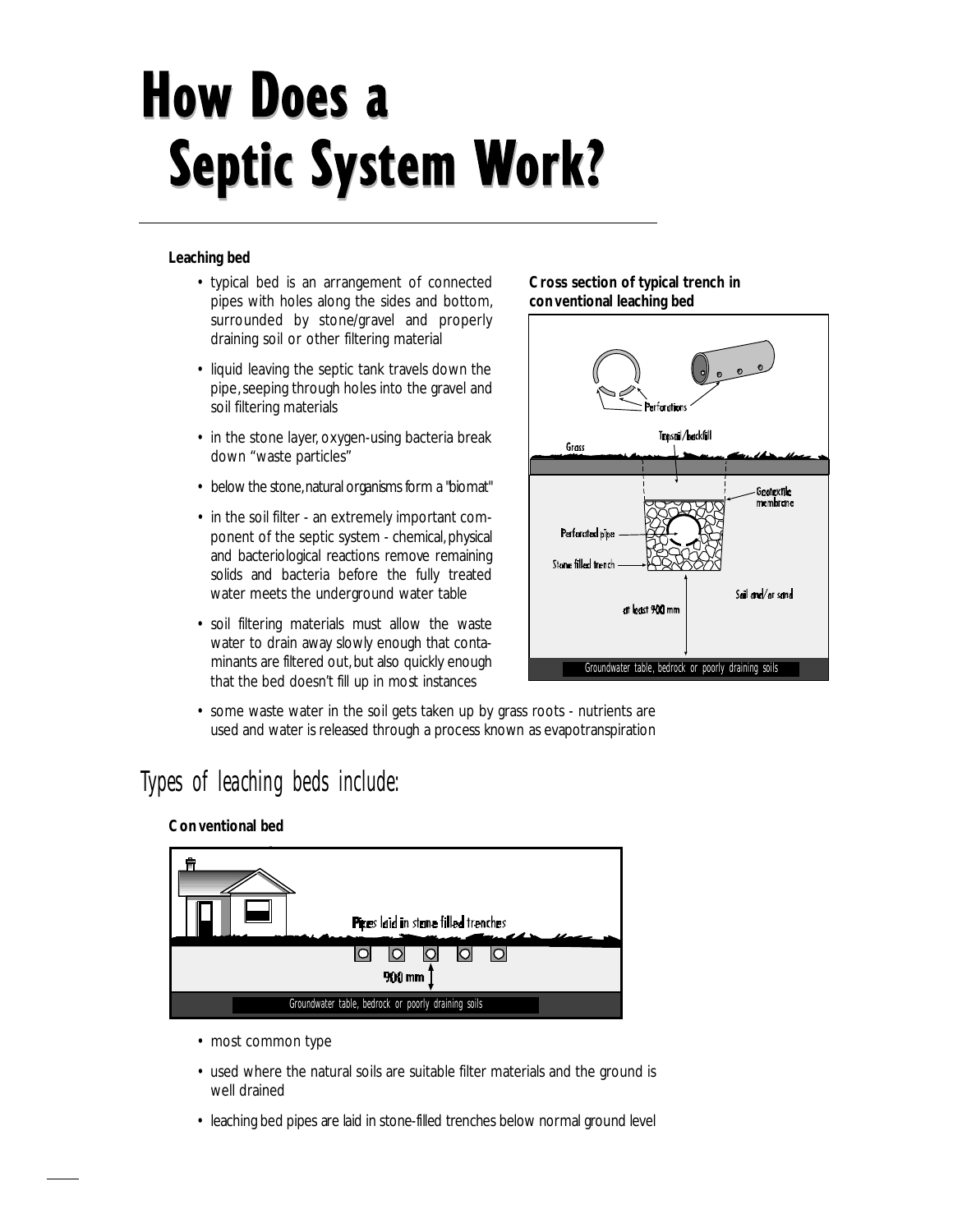# How Does a Septic System Work?

**Leaching bed**

- typical bed is an arrangement of connected pipes with holes along the sides and bottom, surrounded by stone/gravel and properly draining soil or other filtering material
- liquid leaving the septic tank travels down the pipe, seeping through holes into the gravel and soil filtering materials
- in the stone layer, oxygen-using bacteria break down "waste particles"
- below the stone, natural organisms form a "biomat"
- in the soil filter - an extremely important component of the septic system - chemical, physical and bacteriological reactions remove remaining solids and bacteria before the fully treated water meets the underground water table
- soil filtering materials must allow the waste water to drain away slowly enough that contaminants are filtered out, but also quickly enough that the bed doesn't fill up in most instances
- some waste water in the soil gets taken up by grass roots - nutrients are used and water is released through a process known as evapotranspiration

**Cross section of typical trench in conventional leaching bed**

Perforations

Grass

Topsoil/backfill

Geotextile membrane

Perforated pipe

Stone filled trench

Soil and/or sand

at least 900 mm

Groundwater table, bedrock or poorly draining soils

## Types of leaching beds include:

**Conventional bed**

Pipes laid in stone filled trenches

900 mm

Groundwater table, bedrock or poorly draining soils

- most common type
- used where the natural soils are suitable filter materials and the ground is well drained
- leaching bed pipes are laid in stone-filled trenches below normal ground level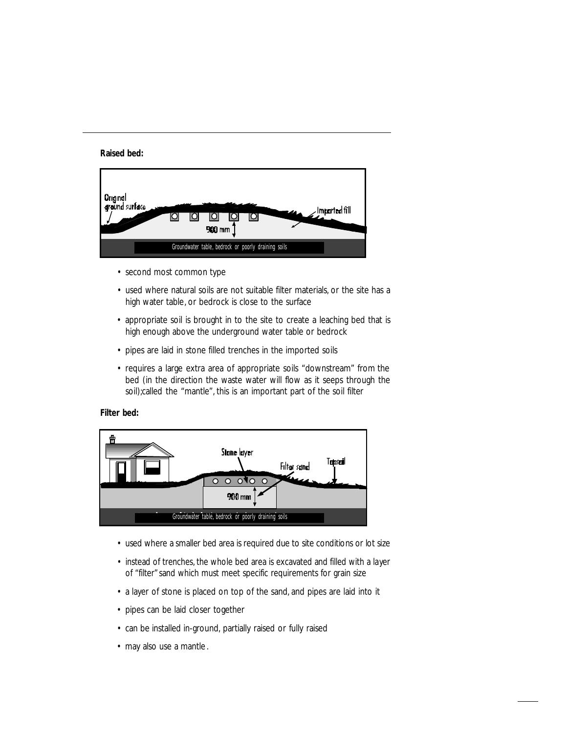**Raised bed:**

- second most common type
- used where natural soils are not suitable filter materials, or the site has a high water table, or bedrock is close to the surface
- appropriate soil is brought in to the site to create a leaching bed that is high enough above the underground water table or bedrock
- pipes are laid in stone filled trenches in the imported soils
- requires a large extra area of appropriate soils "downstream" from the bed (in the direction the waste water will flow as it seeps through the soil);called the "mantle", this is an important part of the soil filter

**Filter bed:**

- used where a smaller bed area is required due to site conditions or lot size
- instead of trenches, the whole bed area is excavated and filled with a layer of "filter" sand which must meet specific requirements for grain size
- a layer of stone is placed on top of the sand, and pipes are laid into it
- pipes can be laid closer together
- can be installed in-ground, partially raised or fully raised
- may also use a mantle.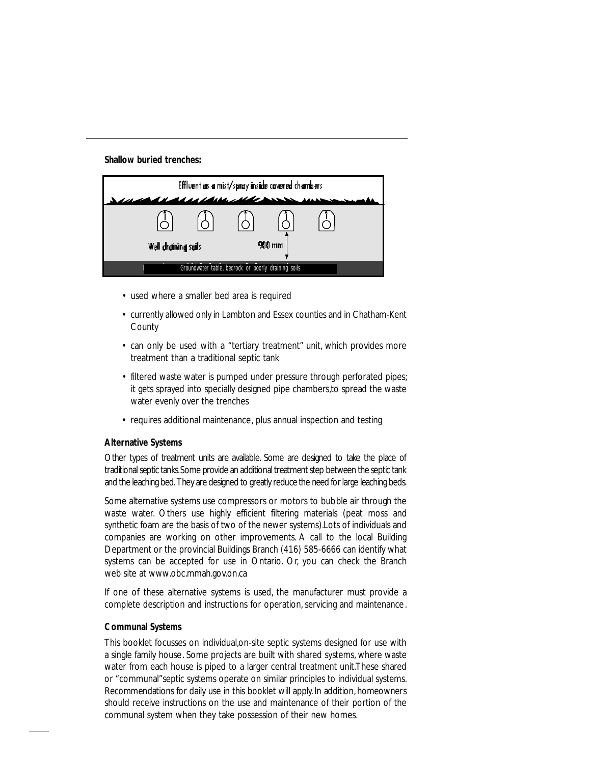**Shallow buried trenches:**

Effluent as a mist/spray inside covered chambers

Well draining soils

900 mm

Groundwater table, bedrock or poorly draining soils

- used where a smaller bed area is required
- currently allowed only in Lambton and Essex counties and in Chatham-Kent County
- can only be used with a "tertiary treatment" unit, which provides more treatment than a traditional septic tank
- filtered waste water is pumped under pressure through perforated pipes; it gets sprayed into specially designed pipe chambers,to spread the waste water evenly over the trenches
- requires additional maintenance, plus annual inspection and testing

**Alternative Systems**

Other types of treatment units are available. Some are designed to take the place of traditional septic tanks.Some provide an additional treatment step between the septic tank and the leaching bed. They are designed to greatly reduce the need for large leaching beds.

Some alternative systems use compressors or motors to bubble air through the waste water. Others use highly efficient filtering materials (peat moss and synthetic foam are the basis of two of the newer systems).Lots of individuals and companies are working on other improvements. A call to the local Building Department or the provincial Buildings Branch (416) 585-6666 can identify what systems can be accepted for use in Ontario. Or, you can check the Branch web site at www.obc.mmah.gov.on.ca

If one of these alternative systems is used, the manufacturer must provide a complete description and instructions for operation, servicing and maintenance.

**Communal Systems**

This booklet focusses on individual,on-site septic systems designed for use with a single family house. Some projects are built with shared systems, where waste water from each house is piped to a larger central treatment unit.These shared or "communal"septic systems operate on similar principles to individual systems. Recommendations for daily use in this booklet will apply. In addition, homeowners should receive instructions on the use and maintenance of their portion of the communal system when they take possession of their new homes.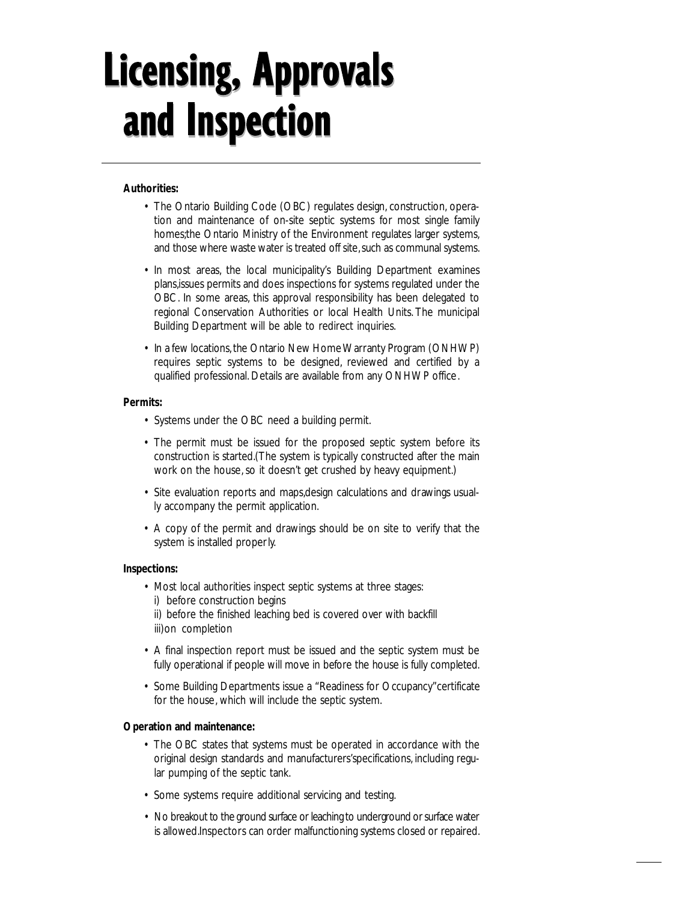# Licensing, Approvals and Inspection

**Authorities:**

- The Ontario Building Code (OBC) regulates design, construction, operation and maintenance of on-site septic systems for most single family homes;the Ontario Ministry of the Environment regulates larger systems, and those where waste water is treated off site, such as communal systems.
- In most areas, the local municipality's Building Department examines plans,issues permits and does inspections for systems regulated under the OBC. In some areas, this approval responsibility has been delegated to regional Conservation Authorities or local Health Units. The municipal Building Department will be able to redirect inquiries.
- In a few locations, the Ontario New Home Warranty Program (ONHWP) requires septic systems to be designed, reviewed and certified by a qualified professional. Details are available from any ONHWP office.

**Permits:**

- Systems under the OBC need a building permit.
- The permit must be issued for the proposed septic system before its construction is started.(The system is typically constructed after the main work on the house, so it doesn't get crushed by heavy equipment.)
- Site evaluation reports and maps,design calculations and drawings usually accompany the permit application.
- A copy of the permit and drawings should be on site to verify that the system is installed properly.

**Inspections:**

- Most local authorities inspect septic systems at three stages:
  i) before construction begins
  ii) before the finished leaching bed is covered over with backfill
  iii) on completion
- A final inspection report must be issued and the septic system must be fully operational if people will move in before the house is fully completed.
- Some Building Departments issue a "Readiness for Occupancy" certificate for the house, which will include the septic system.

**Operation and maintenance:**

- The OBC states that systems must be operated in accordance with the original design standards and manufacturers' specifications, including regular pumping of the septic tank.
- Some systems require additional servicing and testing.
- No breakout to the ground surface or leaching to underground or surface water is allowed. Inspectors can order malfunctioning systems closed or repaired.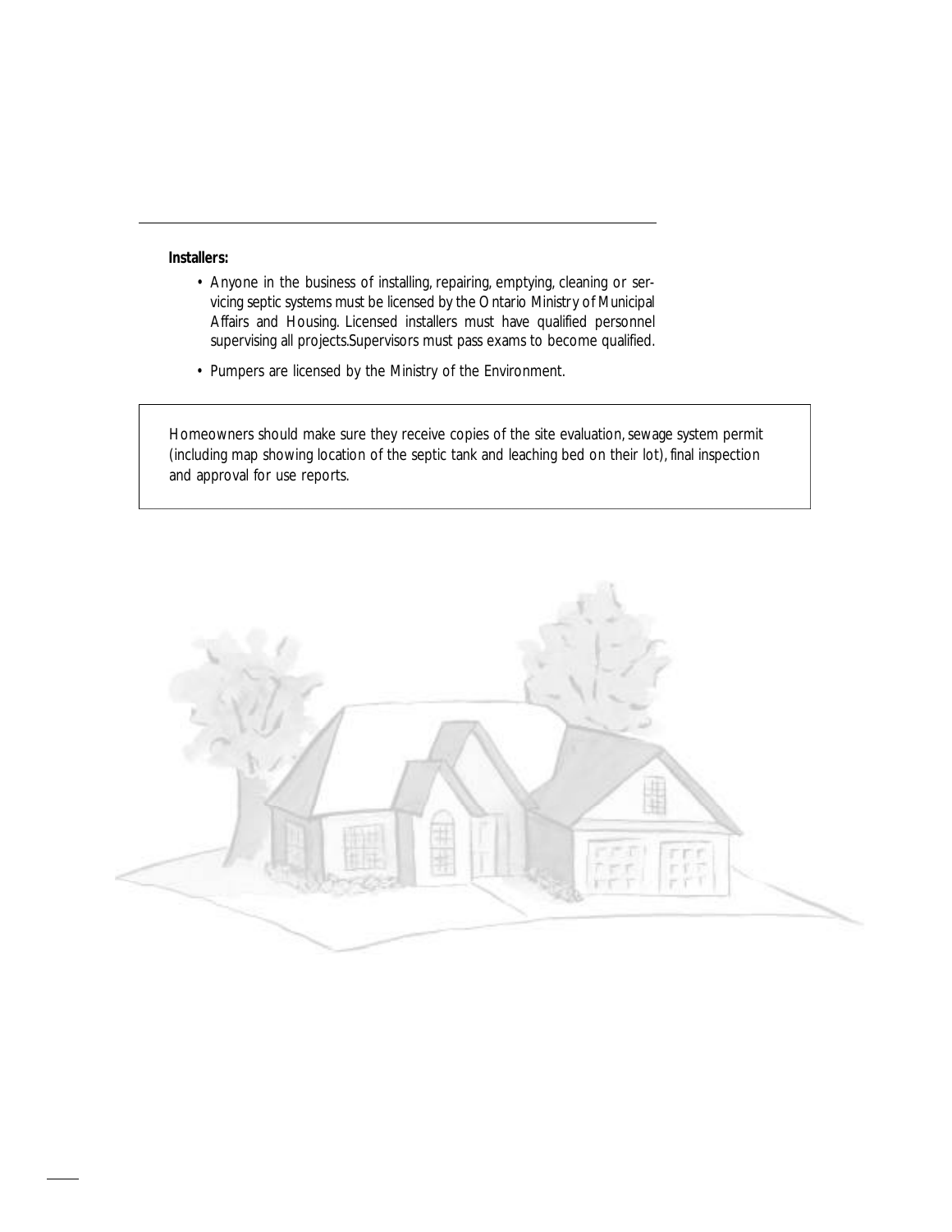**Installers:**

- Anyone in the business of installing, repairing, emptying, cleaning or servicing septic systems must be licensed by the Ontario Ministry of Municipal Affairs and Housing. Licensed installers must have qualified personnel supervising all projects.Supervisors must pass exams to become qualified.
- Pumpers are licensed by the Ministry of the Environment.

Homeowners should make sure they receive copies of the site evaluation, sewage system permit (including map showing location of the septic tank and leaching bed on their lot), final inspection and approval for use reports.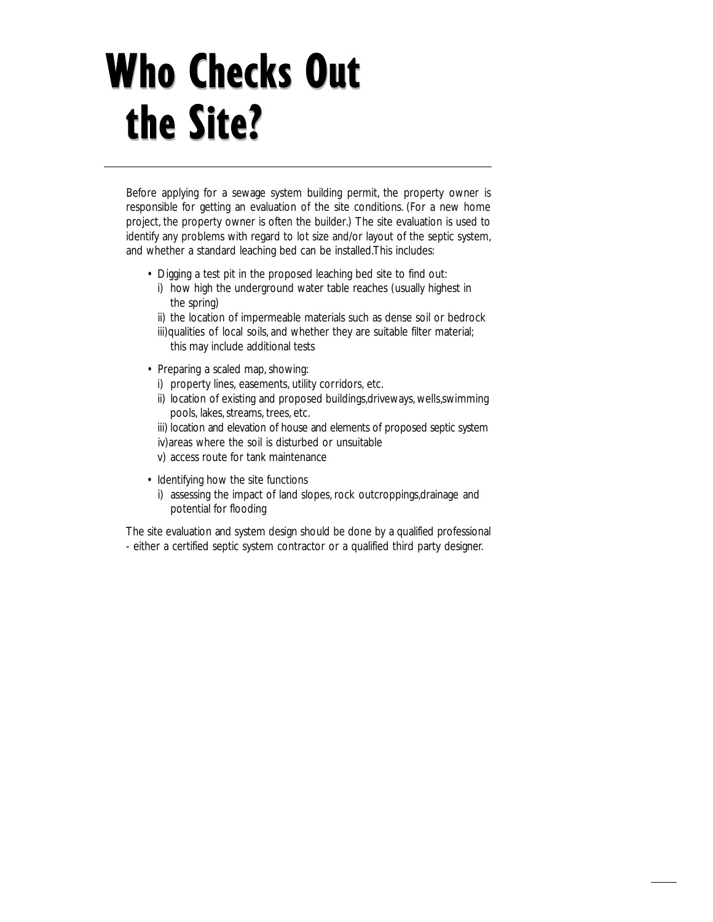# Who Checks Out the Site?

Before applying for a sewage system building permit, the property owner is responsible for getting an evaluation of the site conditions. (For a new home project, the property owner is often the builder.) The site evaluation is used to identify any problems with regard to lot size and/or layout of the septic system, and whether a standard leaching bed can be installed.This includes:

- Digging a test pit in the proposed leaching bed site to find out:
  - i) how high the underground water table reaches (usually highest in the spring)
  - ii) the location of impermeable materials such as dense soil or bedrock
  - iii) qualities of local soils, and whether they are suitable filter material; this may include additional tests
- Preparing a scaled map, showing:
  - i) property lines, easements, utility corridors, etc.
  - ii) location of existing and proposed buildings,driveways, wells,swimming pools, lakes, streams, trees, etc.
  - iii) location and elevation of house and elements of proposed septic system
  - iv) areas where the soil is disturbed or unsuitable
  - v) access route for tank maintenance
- Identifying how the site functions
  - i) assessing the impact of land slopes, rock outcroppings,drainage and potential for flooding

The site evaluation and system design should be done by a qualified professional - either a certified septic system contractor or a qualified third party designer.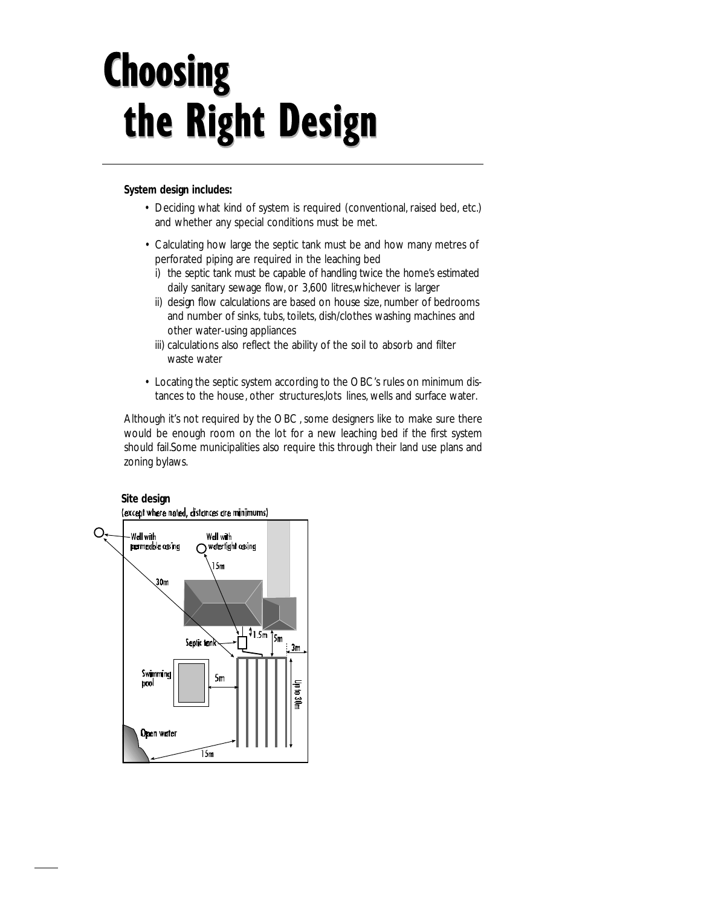# Choosing the Right Design

**System design includes:**

- Deciding what kind of system is required (conventional, raised bed, etc.) and whether any special conditions must be met.
- Calculating how large the septic tank must be and how many metres of perforated piping are required in the leaching bed
  - i) the septic tank must be capable of handling twice the home's estimated daily sanitary sewage flow, or 3,600 litres, whichever is larger
  - ii) design flow calculations are based on house size, number of bedrooms and number of sinks, tubs, toilets, dish/clothes washing machines and other water-using appliances
  - iii) calculations also reflect the ability of the soil to absorb and filter waste water
- Locating the septic system according to the OBC's rules on minimum distances to the house, other structures, lots lines, wells and surface water.

Although it's not required by the OBC, some designers like to make sure there would be enough room on the lot for a new leaching bed if the first system should fail. Some municipalities also require this through their land use plans and zoning bylaws.

**Site design**

(except where noted, distances are minimums)

Well with permeable casing — 30m
Well with watertight casing — 15m
Septic tank — 1.5m
5m
3m
Swimming pool — 5m
Up to 30m
Open water — 15m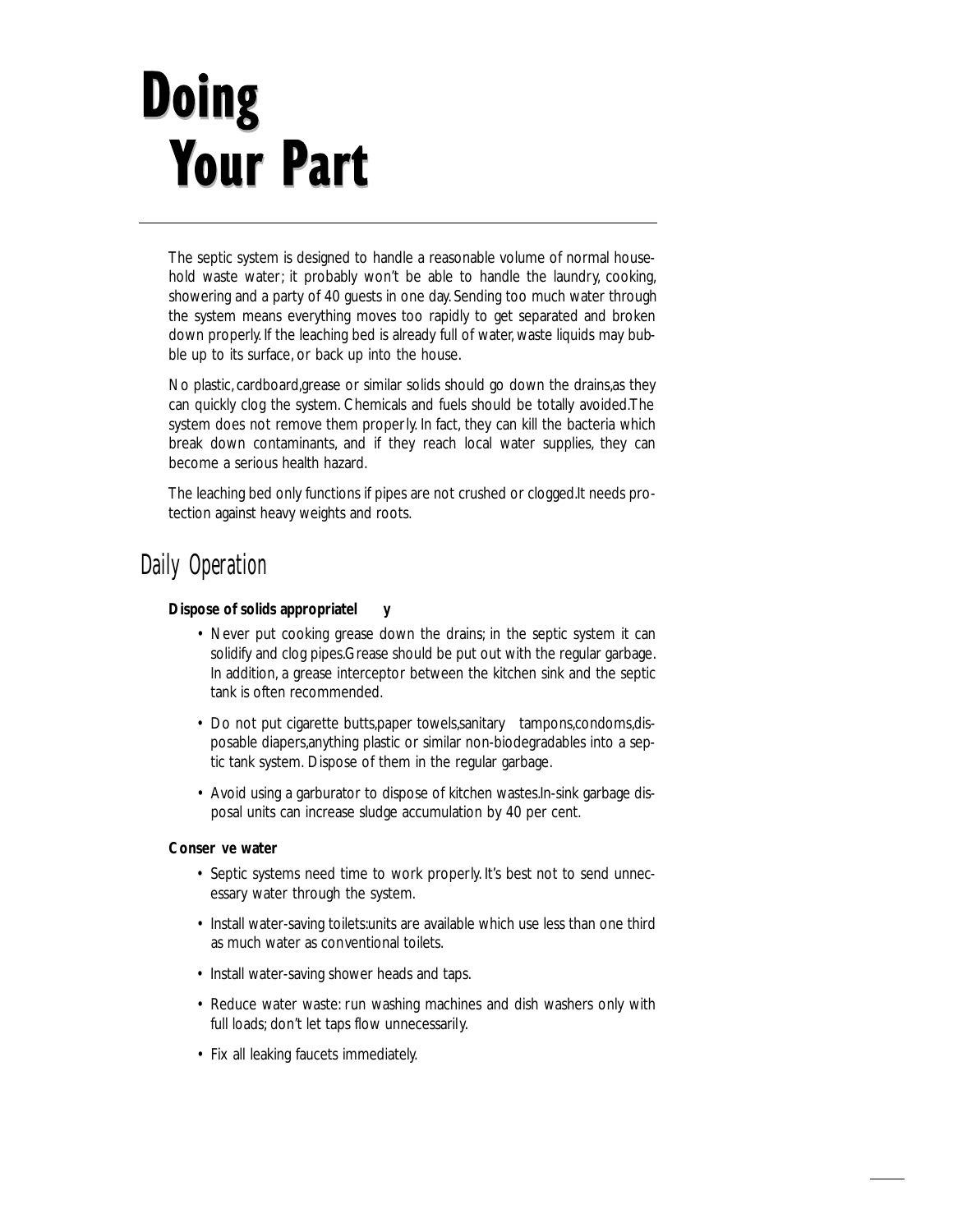# Doing Your Part

The septic system is designed to handle a reasonable volume of normal household waste water; it probably won't be able to handle the laundry, cooking, showering and a party of 40 guests in one day. Sending too much water through the system means everything moves too rapidly to get separated and broken down properly. If the leaching bed is already full of water, waste liquids may bubble up to its surface, or back up into the house.

No plastic, cardboard, grease or similar solids should go down the drains, as they can quickly clog the system. Chemicals and fuels should be totally avoided. The system does not remove them properly. In fact, they can kill the bacteria which break down contaminants, and if they reach local water supplies, they can become a serious health hazard.

The leaching bed only functions if pipes are not crushed or clogged. It needs protection against heavy weights and roots.

## Daily Operation

**Dispose of solids appropriately**

- Never put cooking grease down the drains; in the septic system it can solidify and clog pipes. Grease should be put out with the regular garbage. In addition, a grease interceptor between the kitchen sink and the septic tank is often recommended.
- Do not put cigarette butts, paper towels, sanitary tampons, condoms, disposable diapers, anything plastic or similar non-biodegradables into a septic tank system. Dispose of them in the regular garbage.
- Avoid using a garburator to dispose of kitchen wastes. In-sink garbage disposal units can increase sludge accumulation by 40 per cent.

**Conserve water**

- Septic systems need time to work properly. It's best not to send unnecessary water through the system.
- Install water-saving toilets: units are available which use less than one third as much water as conventional toilets.
- Install water-saving shower heads and taps.
- Reduce water waste: run washing machines and dish washers only with full loads; don't let taps flow unnecessarily.
- Fix all leaking faucets immediately.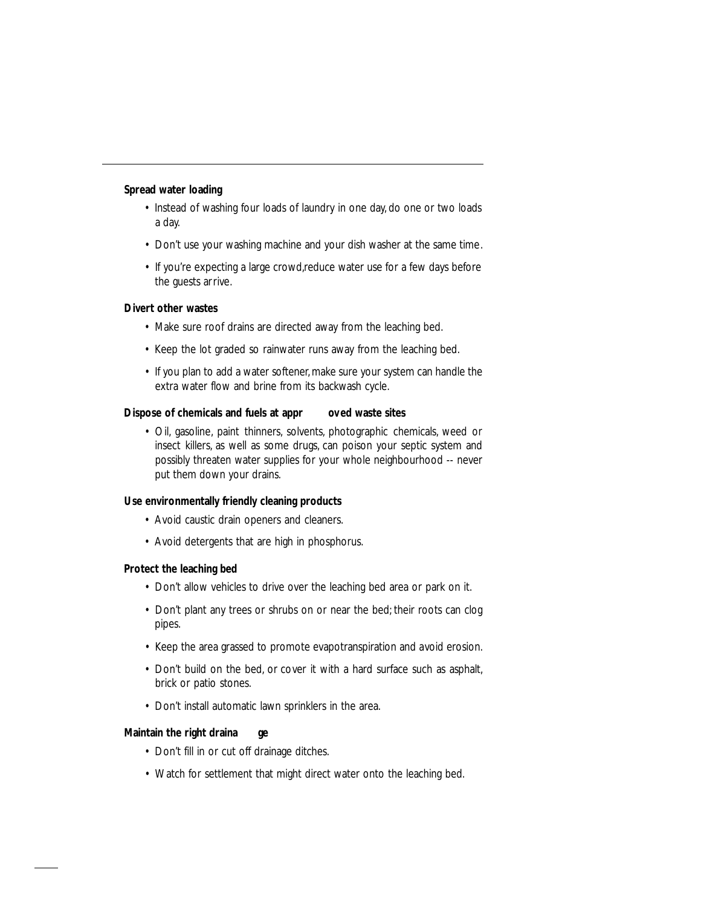**Spread water loading**

- Instead of washing four loads of laundry in one day, do one or two loads a day.
- Don't use your washing machine and your dish washer at the same time.
- If you're expecting a large crowd, reduce water use for a few days before the guests arrive.

**Divert other wastes**

- Make sure roof drains are directed away from the leaching bed.
- Keep the lot graded so rainwater runs away from the leaching bed.
- If you plan to add a water softener, make sure your system can handle the extra water flow and brine from its backwash cycle.

**Dispose of chemicals and fuels at approved waste sites**

- Oil, gasoline, paint thinners, solvents, photographic chemicals, weed or insect killers, as well as some drugs, can poison your septic system and possibly threaten water supplies for your whole neighbourhood -- never put them down your drains.

**Use environmentally friendly cleaning products**

- Avoid caustic drain openers and cleaners.
- Avoid detergents that are high in phosphorus.

**Protect the leaching bed**

- Don't allow vehicles to drive over the leaching bed area or park on it.
- Don't plant any trees or shrubs on or near the bed; their roots can clog pipes.
- Keep the area grassed to promote evapotranspiration and avoid erosion.
- Don't build on the bed, or cover it with a hard surface such as asphalt, brick or patio stones.
- Don't install automatic lawn sprinklers in the area.

**Maintain the right drainage**

- Don't fill in or cut off drainage ditches.
- Watch for settlement that might direct water onto the leaching bed.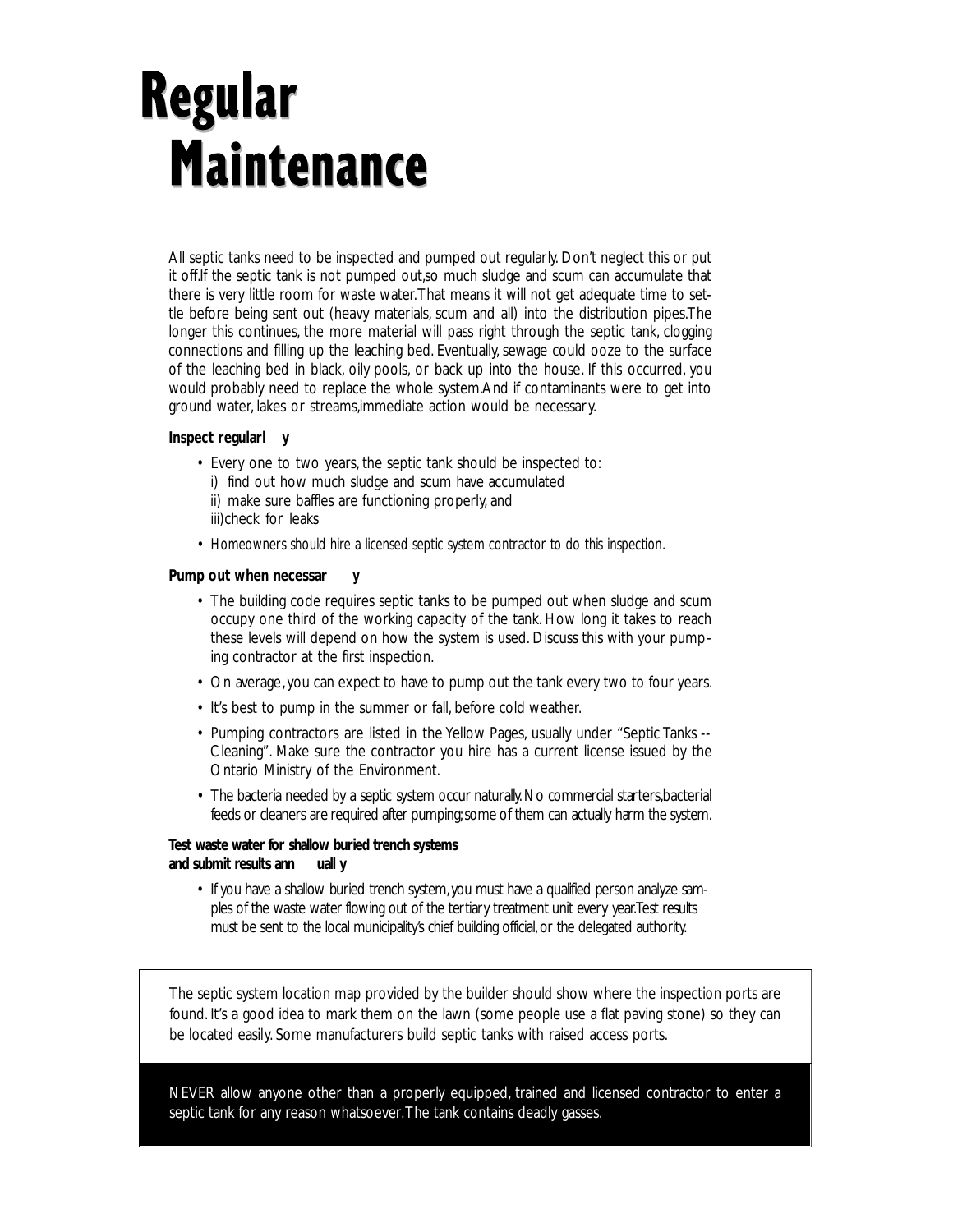# Regular Maintenance

All septic tanks need to be inspected and pumped out regularly. Don't neglect this or put it off. If the septic tank is not pumped out, so much sludge and scum can accumulate that there is very little room for waste water. That means it will not get adequate time to settle before being sent out (heavy materials, scum and all) into the distribution pipes. The longer this continues, the more material will pass right through the septic tank, clogging connections and filling up the leaching bed. Eventually, sewage could ooze to the surface of the leaching bed in black, oily pools, or back up into the house. If this occurred, you would probably need to replace the whole system. And if contaminants were to get into ground water, lakes or streams, immediate action would be necessary.

**Inspect regularly**

- Every one to two years, the septic tank should be inspected to:
  i) find out how much sludge and scum have accumulated
  ii) make sure baffles are functioning properly, and
  iii) check for leaks
- *Homeowners should hire a licensed septic system contractor to do this inspection.*

**Pump out when necessary**

- The building code requires septic tanks to be pumped out when sludge and scum occupy one third of the working capacity of the tank. How long it takes to reach these levels will depend on how the system is used. Discuss this with your pumping contractor at the first inspection.
- On average, you can expect to have to pump out the tank every two to four years.
- It's best to pump in the summer or fall, before cold weather.
- Pumping contractors are listed in the Yellow Pages, usually under "Septic Tanks -- Cleaning". Make sure the contractor you hire has a current license issued by the Ontario Ministry of the Environment.
- The bacteria needed by a septic system occur naturally. No commercial starters, bacterial feeds or cleaners are required after pumping; some of them can actually harm the system.

**Test waste water for shallow buried trench systems and submit results annually**

- If you have a shallow buried trench system, you must have a qualified person analyze samples of the waste water flowing out of the tertiary treatment unit every year. Test results must be sent to the local municipality's chief building official, or the delegated authority.

The septic system location map provided by the builder should show where the inspection ports are found. It's a good idea to mark them on the lawn (some people use a flat paving stone) so they can be located easily. Some manufacturers build septic tanks with raised access ports.

NEVER allow anyone other than a properly equipped, trained and licensed contractor to enter a septic tank for any reason whatsoever. The tank contains deadly gasses.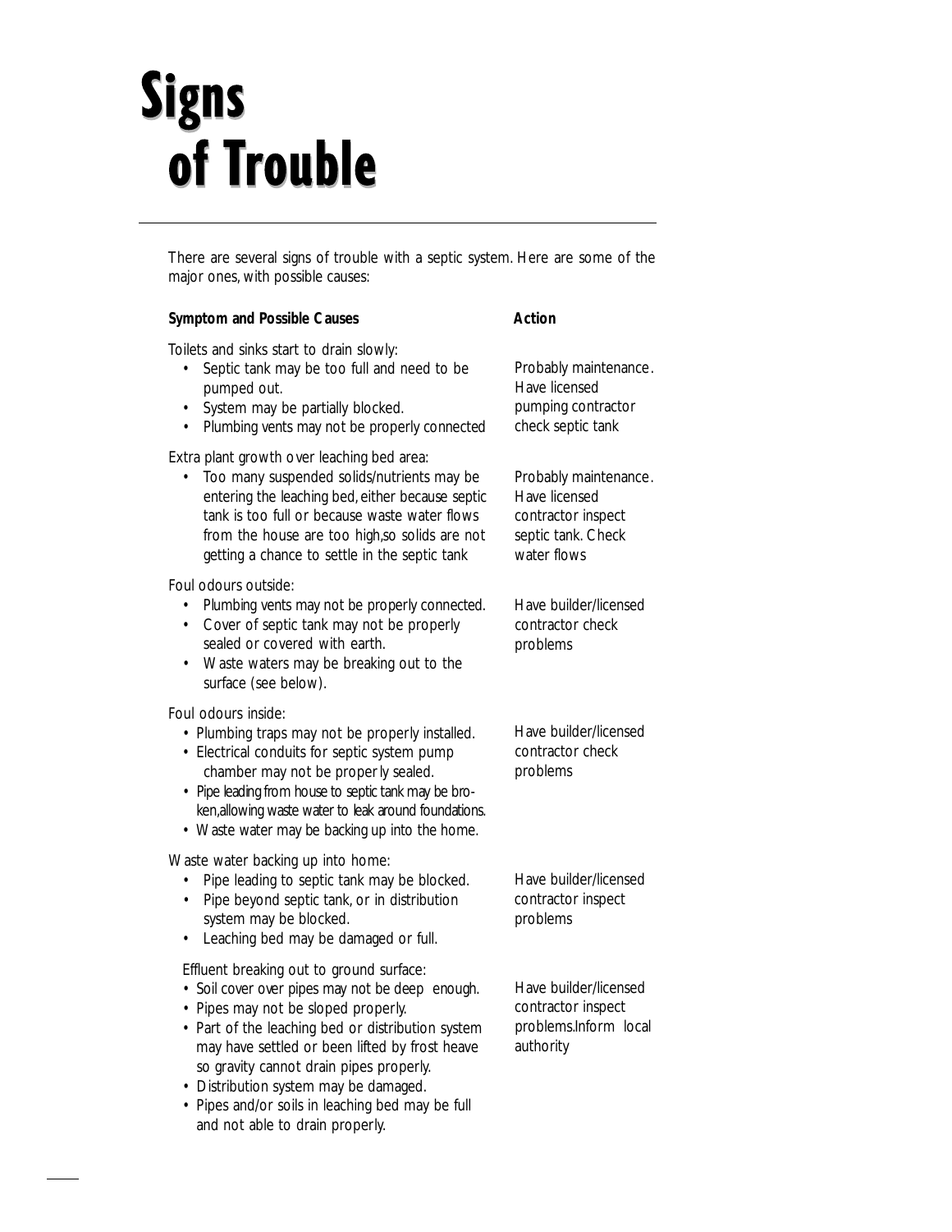# Signs of Trouble

There are several signs of trouble with a septic system. Here are some of the major ones, with possible causes:

| Symptom and Possible Causes | Action |
| --- | --- |
| Toilets and sinks start to drain slowly:<br>• Septic tank may be too full and need to be pumped out.<br>• System may be partially blocked.<br>• Plumbing vents may not be properly connected | Probably maintenance. Have licensed pumping contractor check septic tank |
| Extra plant growth over leaching bed area:<br>• Too many suspended solids/nutrients may be entering the leaching bed, either because septic tank is too full or because waste water flows from the house are too high, so solids are not getting a chance to settle in the septic tank | Probably maintenance. Have licensed contractor inspect septic tank. Check water flows |
| Foul odours outside:<br>• Plumbing vents may not be properly connected.<br>• Cover of septic tank may not be properly sealed or covered with earth.<br>• Waste waters may be breaking out to the surface (see below). | Have builder/licensed contractor check problems |
| Foul odours inside:<br>• Plumbing traps may not be properly installed.<br>• Electrical conduits for septic system pump chamber may not be properly sealed.<br>• Pipe leading from house to septic tank may be broken, allowing waste water to leak around foundations.<br>• Waste water may be backing up into the home. | Have builder/licensed contractor check problems |
| Waste water backing up into home:<br>• Pipe leading to septic tank may be blocked.<br>• Pipe beyond septic tank, or in distribution system may be blocked.<br>• Leaching bed may be damaged or full. | Have builder/licensed contractor inspect problems |
| Effluent breaking out to ground surface:<br>• Soil cover over pipes may not be deep enough.<br>• Pipes may not be sloped properly.<br>• Part of the leaching bed or distribution system may have settled or been lifted by frost heave so gravity cannot drain pipes properly.<br>• Distribution system may be damaged.<br>• Pipes and/or soils in leaching bed may be full and not able to drain properly. | Have builder/licensed contractor inspect problems. Inform local authority |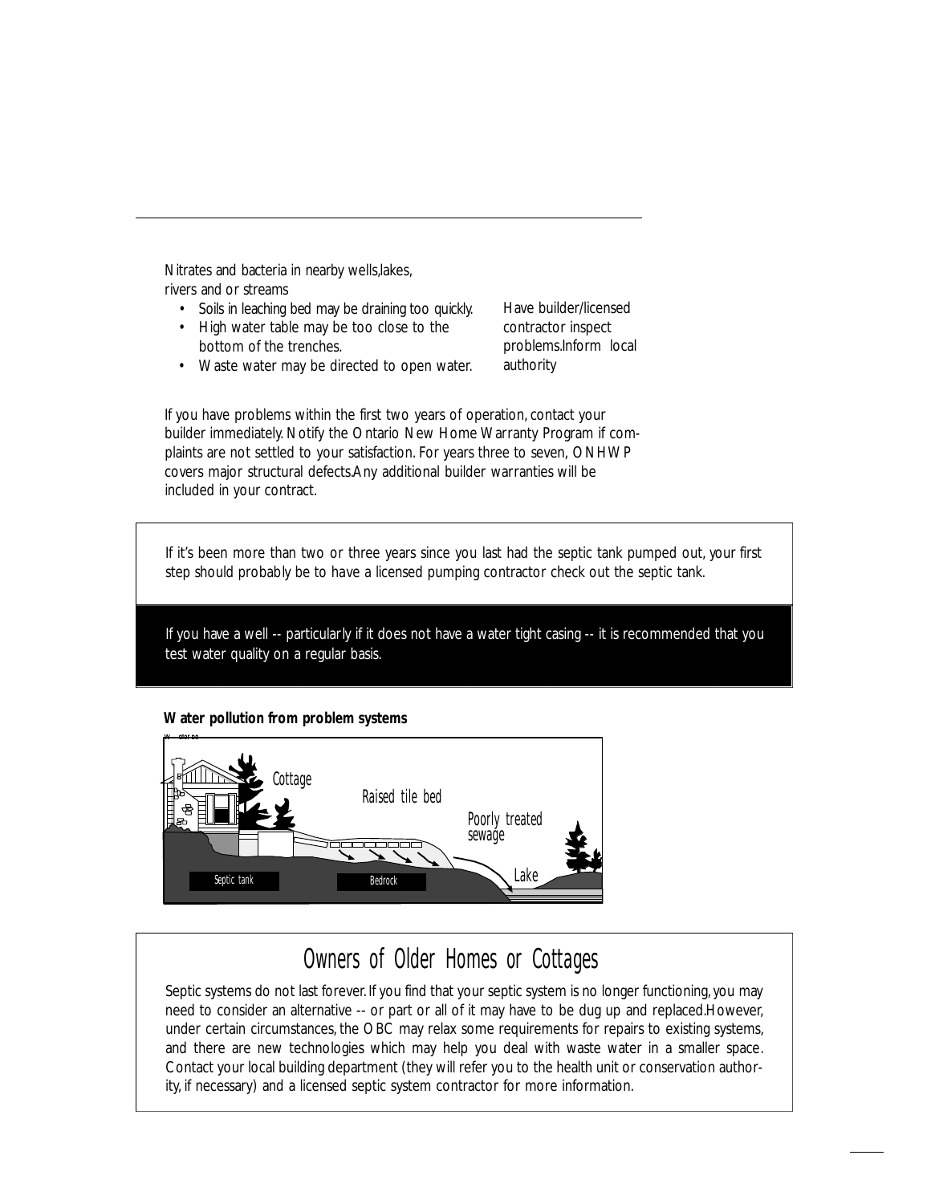| Nitrates and bacteria in nearby wells, lakes, rivers and or streams | |
| --- | --- |
| • Soils in leaching bed may be draining too quickly.<br>• High water table may be too close to the bottom of the trenches.<br>• Waste water may be directed to open water. | Have builder/licensed contractor inspect problems. Inform local authority |

If you have problems within the first two years of operation, contact your builder immediately. Notify the Ontario New Home Warranty Program if complaints are not settled to your satisfaction. For years three to seven, ONHWP covers major structural defects. Any additional builder warranties will be included in your contract.

If it's been more than two or three years since you last had the septic tank pumped out, your first step should probably be to have a licensed pumping contractor check out the septic tank.

If you have a well -- particularly if it does not have a water tight casing -- it is recommended that you test water quality on a regular basis.

**Water pollution from problem systems**

Cottage — Raised tile bed — Poorly treated sewage — Lake — Septic tank — Bedrock

## Owners of Older Homes or Cottages

Septic systems do not last forever. If you find that your septic system is no longer functioning, you may need to consider an alternative -- or part or all of it may have to be dug up and replaced. However, under certain circumstances, the OBC may relax some requirements for repairs to existing systems, and there are new technologies which may help you deal with waste water in a smaller space. Contact your local building department (they will refer you to the health unit or conservation authority, if necessary) and a licensed septic system contractor for more information.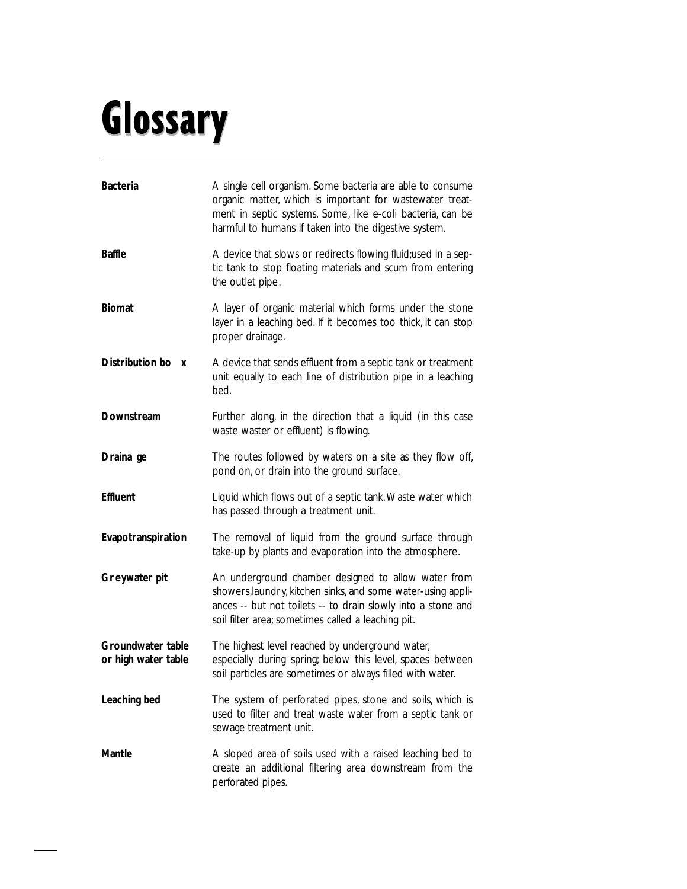# Glossary

**Bacteria** — A single cell organism. Some bacteria are able to consume organic matter, which is important for wastewater treatment in septic systems. Some, like e-coli bacteria, can be harmful to humans if taken into the digestive system.

**Baffle** — A device that slows or redirects flowing fluid;used in a septic tank to stop floating materials and scum from entering the outlet pipe.

**Biomat** — A layer of organic material which forms under the stone layer in a leaching bed. If it becomes too thick, it can stop proper drainage.

**Distribution box** — A device that sends effluent from a septic tank or treatment unit equally to each line of distribution pipe in a leaching bed.

**Downstream** — Further along, in the direction that a liquid (in this case waste waster or effluent) is flowing.

**Drainage** — The routes followed by waters on a site as they flow off, pond on, or drain into the ground surface.

**Effluent** — Liquid which flows out of a septic tank. Waste water which has passed through a treatment unit.

**Evapotranspiration** — The removal of liquid from the ground surface through take-up by plants and evaporation into the atmosphere.

**Greywater pit** — An underground chamber designed to allow water from showers,laundry, kitchen sinks, and some water-using appliances -- but not toilets -- to drain slowly into a stone and soil filter area; sometimes called a leaching pit.

**Groundwater table or high water table** — The highest level reached by underground water, especially during spring; below this level, spaces between soil particles are sometimes or always filled with water.

**Leaching bed** — The system of perforated pipes, stone and soils, which is used to filter and treat waste water from a septic tank or sewage treatment unit.

**Mantle** — A sloped area of soils used with a raised leaching bed to create an additional filtering area downstream from the perforated pipes.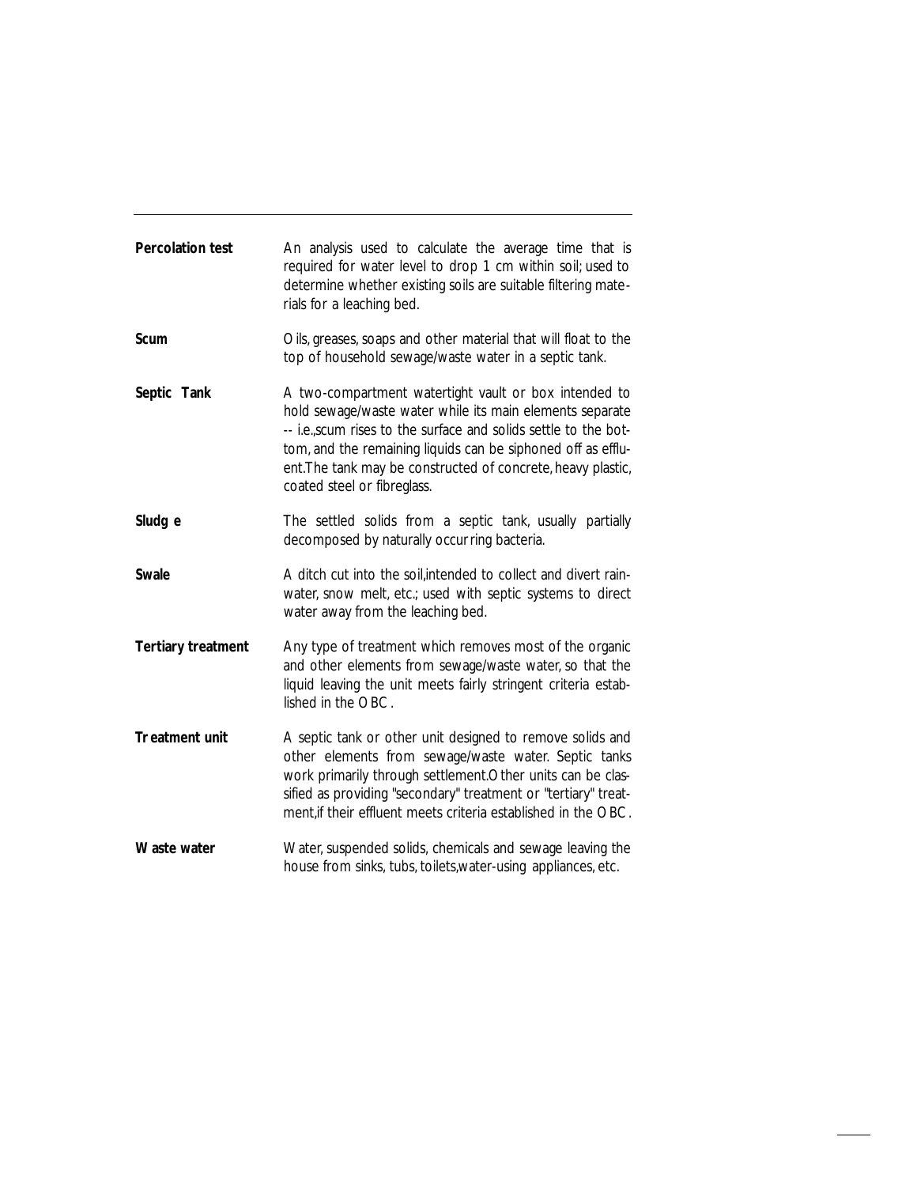| | |
|---|---|
| **Percolation test** | An analysis used to calculate the average time that is required for water level to drop 1 cm within soil; used to determine whether existing soils are suitable filtering materials for a leaching bed. |
| **Scum** | Oils, greases, soaps and other material that will float to the top of household sewage/waste water in a septic tank. |
| **Septic Tank** | A two-compartment watertight vault or box intended to hold sewage/waste water while its main elements separate -- i.e., scum rises to the surface and solids settle to the bottom, and the remaining liquids can be siphoned off as effluent. The tank may be constructed of concrete, heavy plastic, coated steel or fibreglass. |
| **Sludge** | The settled solids from a septic tank, usually partially decomposed by naturally occurring bacteria. |
| **Swale** | A ditch cut into the soil, intended to collect and divert rainwater, snow melt, etc.; used with septic systems to direct water away from the leaching bed. |
| **Tertiary treatment** | Any type of treatment which removes most of the organic and other elements from sewage/waste water, so that the liquid leaving the unit meets fairly stringent criteria established in the OBC. |
| **Treatment unit** | A septic tank or other unit designed to remove solids and other elements from sewage/waste water. Septic tanks work primarily through settlement. Other units can be classified as providing "secondary" treatment or "tertiary" treatment, if their effluent meets criteria established in the OBC. |
| **Waste water** | Water, suspended solids, chemicals and sewage leaving the house from sinks, tubs, toilets, water-using appliances, etc. |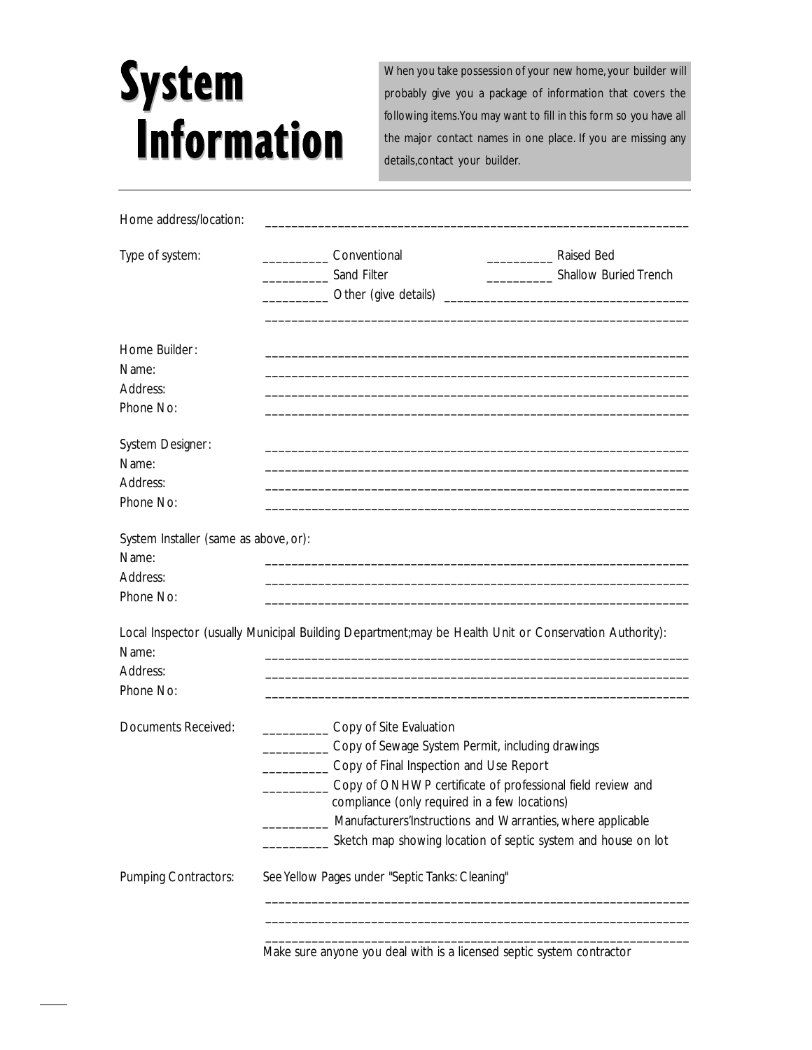# System Information

When you take possession of your new home, your builder will probably give you a package of information that covers the following items. You may want to fill in this form so you have all the major contact names in one place. If you are missing any details, contact your builder.

---

Home address/location: ________________________________________________________________

Type of system:

__________ Conventional

__________ Raised Bed

__________ Sand Filter

__________ Shallow Buried Trench

__________ Other (give details) ____________________________________

________________________________________________________________

Home Builder: ________________________________________________________________

Name: ________________________________________________________________

Address: ________________________________________________________________

Phone No: ________________________________________________________________

System Designer: ________________________________________________________________

Name: ________________________________________________________________

Address: ________________________________________________________________

Phone No: ________________________________________________________________

System Installer (same as above, or):

Name: ________________________________________________________________

Address: ________________________________________________________________

Phone No: ________________________________________________________________

Local Inspector (usually Municipal Building Department; may be Health Unit or Conservation Authority):

Name: ________________________________________________________________

Address: ________________________________________________________________

Phone No: ________________________________________________________________

Documents Received:

__________ Copy of Site Evaluation

__________ Copy of Sewage System Permit, including drawings

__________ Copy of Final Inspection and Use Report

__________ Copy of ONHWP certificate of professional field review and compliance (only required in a few locations)

__________ Manufacturers' Instructions and Warranties, where applicable

__________ Sketch map showing location of septic system and house on lot

Pumping Contractors: See Yellow Pages under "Septic Tanks: Cleaning"

________________________________________________________________

________________________________________________________________

________________________________________________________________

Make sure anyone you deal with is a licensed septic system contractor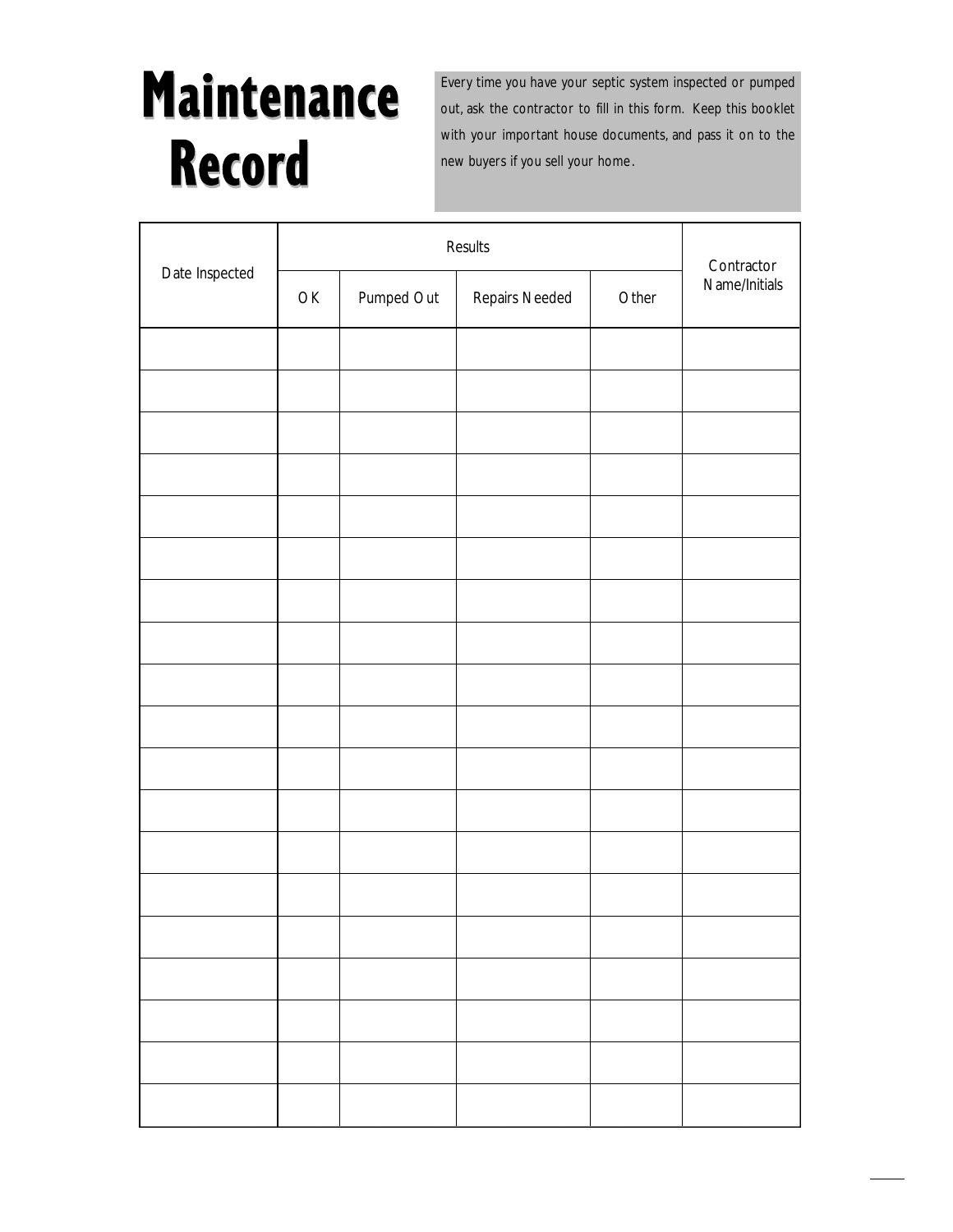# Maintenance Record

Every time you have your septic system inspected or pumped out, ask the contractor to fill in this form. Keep this booklet with your important house documents, and pass it on to the new buyers if you sell your home.

| Date Inspected | Results | | | | Contractor Name/Initials |
|---|---|---|---|---|---|
| | OK | Pumped Out | Repairs Needed | Other | |
| | | | | | |
| | | | | | |
| | | | | | |
| | | | | | |
| | | | | | |
| | | | | | |
| | | | | | |
| | | | | | |
| | | | | | |
| | | | | | |
| | | | | | |
| | | | | | |
| | | | | | |
| | | | | | |
| | | | | | |
| | | | | | |
| | | | | | |
| | | | | | |
| | | | | | |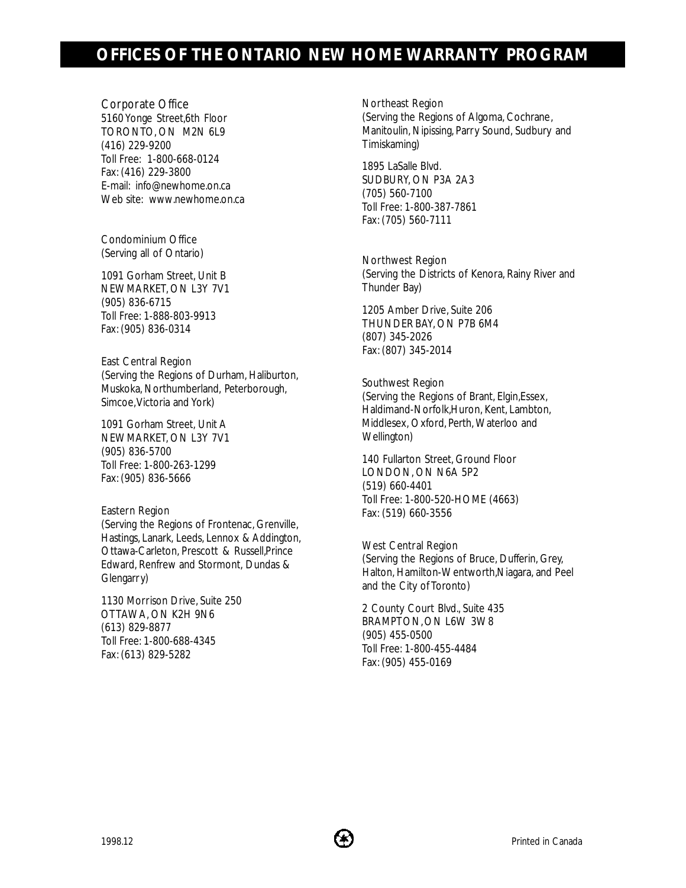# OFFICES OF THE ONTARIO NEW HOME WARRANTY PROGRAM

Corporate Office
5160 Yonge Street,6th Floor
TORONTO, ON M2N 6L9
(416) 229-9200
Toll Free: 1-800-668-0124
Fax: (416) 229-3800
E-mail: info@newhome.on.ca
Web site: www.newhome.on.ca

Condominium Office
(Serving all of Ontario)

1091 Gorham Street, Unit B
NEWMARKET, ON L3Y 7V1
(905) 836-6715
Toll Free: 1-888-803-9913
Fax: (905) 836-0314

East Central Region
(Serving the Regions of Durham, Haliburton, Muskoka, Northumberland, Peterborough, Simcoe,Victoria and York)

1091 Gorham Street, Unit A
NEWMARKET, ON L3Y 7V1
(905) 836-5700
Toll Free: 1-800-263-1299
Fax: (905) 836-5666

Eastern Region
(Serving the Regions of Frontenac, Grenville, Hastings, Lanark, Leeds, Lennox & Addington, Ottawa-Carleton, Prescott & Russell,Prince Edward, Renfrew and Stormont, Dundas & Glengarry)

1130 Morrison Drive, Suite 250
OTTAWA, ON K2H 9N6
(613) 829-8877
Toll Free: 1-800-688-4345
Fax: (613) 829-5282

Northeast Region
(Serving the Regions of Algoma, Cochrane, Manitoulin, Nipissing, Parry Sound, Sudbury and Timiskaming)

1895 LaSalle Blvd.
SUDBURY, ON P3A 2A3
(705) 560-7100
Toll Free: 1-800-387-7861
Fax: (705) 560-7111

Northwest Region
(Serving the Districts of Kenora, Rainy River and Thunder Bay)

1205 Amber Drive, Suite 206
THUNDER BAY, ON P7B 6M4
(807) 345-2026
Fax: (807) 345-2014

Southwest Region
(Serving the Regions of Brant, Elgin,Essex, Haldimand-Norfolk,Huron, Kent, Lambton, Middlesex, Oxford, Perth, Waterloo and Wellington)

140 Fullarton Street, Ground Floor
LONDON, ON N6A 5P2
(519) 660-4401
Toll Free: 1-800-520-HOME (4663)
Fax: (519) 660-3556

West Central Region
(Serving the Regions of Bruce, Dufferin, Grey, Halton, Hamilton-Wentworth,Niagara, and Peel and the City of Toronto)

2 County Court Blvd., Suite 435
BRAMPTON, ON L6W 3W8
(905) 455-0500
Toll Free: 1-800-455-4484
Fax: (905) 455-0169

1998.12

Printed in Canada